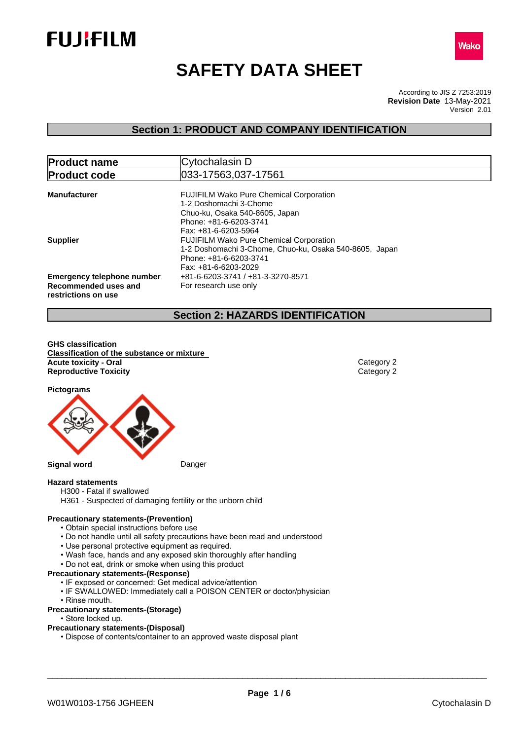FUJIFILM

Wako

# SAFETY DATA SHEET

According to JIS Z 7253:2019
**Revision Date** 13-May-2021
Version 2.01

## Section 1: PRODUCT AND COMPANY IDENTIFICATION

| | |
|---|---|
| **Product name** | Cytochalasin D |
| **Product code** | 033-17563,037-17561 |

**Manufacturer**
FUJIFILM Wako Pure Chemical Corporation
1-2 Doshomachi 3-Chome
Chuo-ku, Osaka 540-8605, Japan
Phone: +81-6-6203-3741
Fax: +81-6-6203-5964

**Supplier**
FUJIFILM Wako Pure Chemical Corporation
1-2 Doshomachi 3-Chome, Chuo-ku, Osaka 540-8605, Japan
Phone: +81-6-6203-3741
Fax: +81-6-6203-2029

**Emergency telephone number** +81-6-6203-3741 / +81-3-3270-8571

**Recommended uses and restrictions on use** For research use only

## Section 2: HAZARDS IDENTIFICATION

**GHS classification**

**Classification of the substance or mixture**

| | |
|---|---|
| **Acute toxicity - Oral** | Category 2 |
| **Reproductive Toxicity** | Category 2 |

**Pictograms**

**Signal word** Danger

**Hazard statements**

H300 - Fatal if swallowed
H361 - Suspected of damaging fertility or the unborn child

**Precautionary statements-(Prevention)**

- Obtain special instructions before use
- Do not handle until all safety precautions have been read and understood
- Use personal protective equipment as required.
- Wash face, hands and any exposed skin thoroughly after handling
- Do not eat, drink or smoke when using this product

**Precautionary statements-(Response)**

- IF exposed or concerned: Get medical advice/attention
- IF SWALLOWED: Immediately call a POISON CENTER or doctor/physician
- Rinse mouth.

**Precautionary statements-(Storage)**

- Store locked up.

**Precautionary statements-(Disposal)**

- Dispose of contents/container to an approved waste disposal plant

W01W0103-1756 JGHEEN Cytochalasin D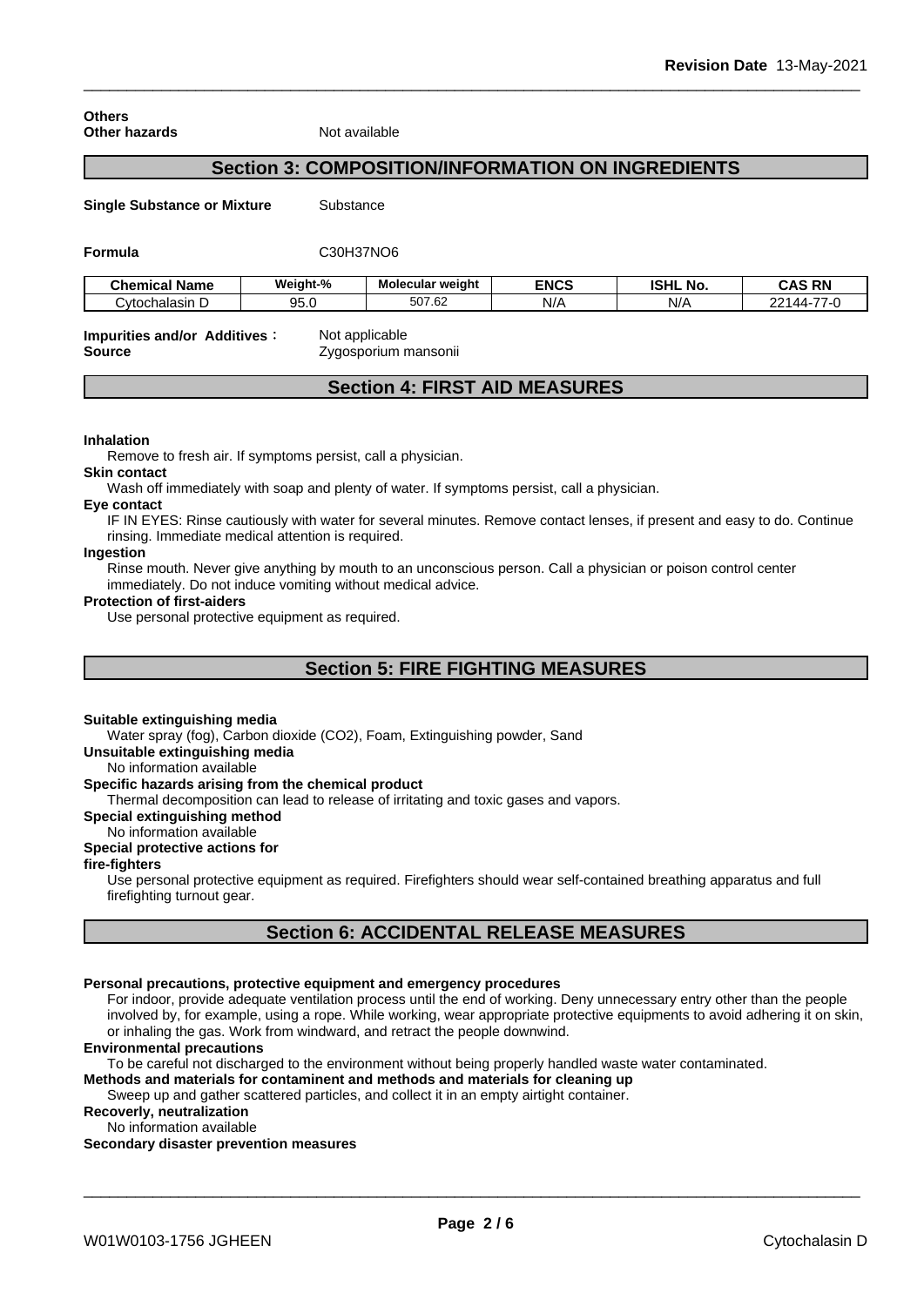**Others**

**Other hazards** Not available

## Section 3: COMPOSITION/INFORMATION ON INGREDIENTS

**Single Substance or Mixture** Substance

**Formula** $C_{30}H_{37}NO_6$

| Chemical Name | Weight-% | Molecular weight | ENCS | ISHL No. | CAS RN |
|---|---|---|---|---|---|
| Cytochalasin D | 95.0 | 507.62 | N/A | N/A | 22144-77-0 |

**Impurities and/or Additives :** Not applicable
**Source** Zygosporium mansonii

## Section 4: FIRST AID MEASURES

**Inhalation**
Remove to fresh air. If symptoms persist, call a physician.

**Skin contact**
Wash off immediately with soap and plenty of water. If symptoms persist, call a physician.

**Eye contact**
IF IN EYES: Rinse cautiously with water for several minutes. Remove contact lenses, if present and easy to do. Continue rinsing. Immediate medical attention is required.

**Ingestion**
Rinse mouth. Never give anything by mouth to an unconscious person. Call a physician or poison control center immediately. Do not induce vomiting without medical advice.

**Protection of first-aiders**
Use personal protective equipment as required.

## Section 5: FIRE FIGHTING MEASURES

**Suitable extinguishing media**
Water spray (fog), Carbon dioxide (CO2), Foam, Extinguishing powder, Sand

**Unsuitable extinguishing media**
No information available

**Specific hazards arising from the chemical product**
Thermal decomposition can lead to release of irritating and toxic gases and vapors.

**Special extinguishing method**
No information available

**Special protective actions for fire-fighters**
Use personal protective equipment as required. Firefighters should wear self-contained breathing apparatus and full firefighting turnout gear.

## Section 6: ACCIDENTAL RELEASE MEASURES

**Personal precautions, protective equipment and emergency procedures**
For indoor, provide adequate ventilation process until the end of working. Deny unnecessary entry other than the people involved by, for example, using a rope. While working, wear appropriate protective equipments to avoid adhering it on skin, or inhaling the gas. Work from windward, and retract the people downwind.

**Environmental precautions**
To be careful not discharged to the environment without being properly handled waste water contaminated.

**Methods and materials for contaminent and methods and materials for cleaning up**
Sweep up and gather scattered particles, and collect it in an empty airtight container.

**Recoverly, neutralization**
No information available

**Secondary disaster prevention measures**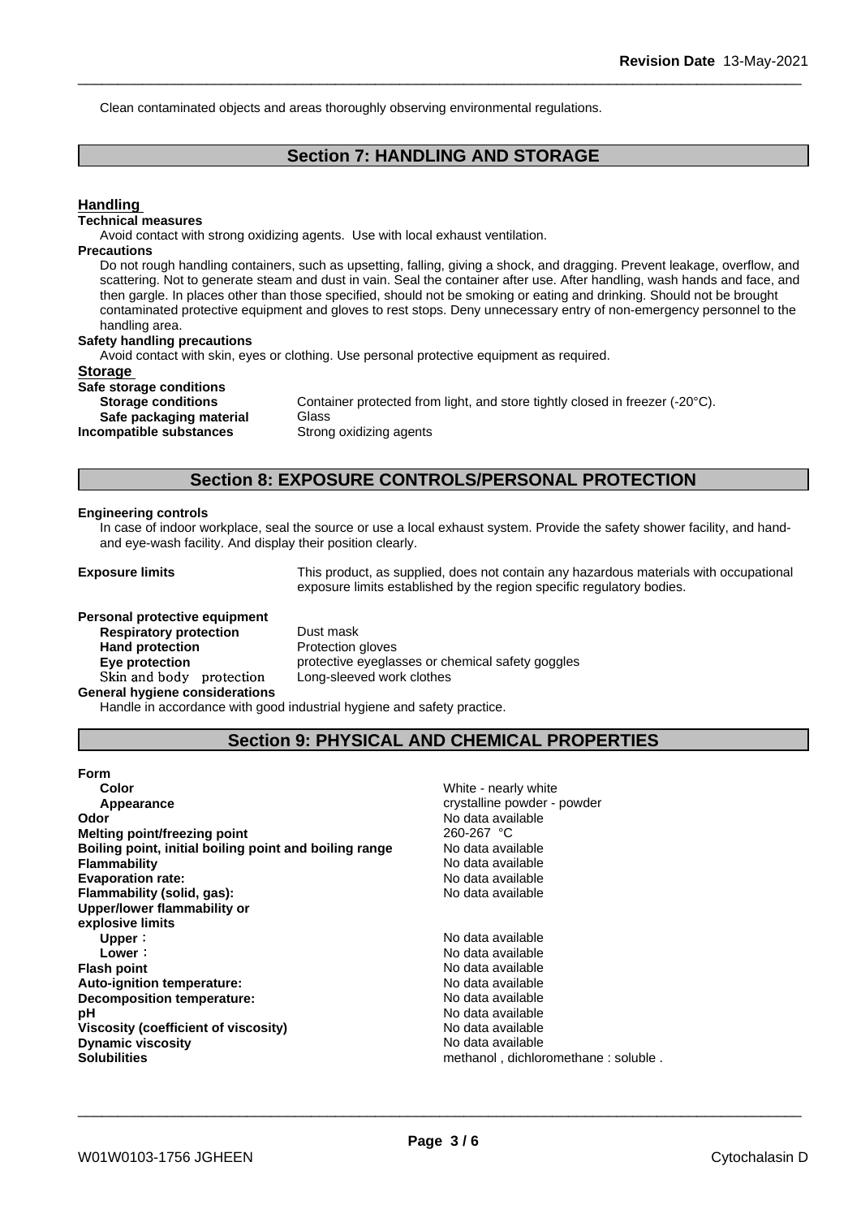Clean contaminated objects and areas thoroughly observing environmental regulations.

## Section 7: HANDLING AND STORAGE

### Handling

**Technical measures**

Avoid contact with strong oxidizing agents. Use with local exhaust ventilation.

**Precautions**

Do not rough handling containers, such as upsetting, falling, giving a shock, and dragging. Prevent leakage, overflow, and scattering. Not to generate steam and dust in vain. Seal the container after use. After handling, wash hands and face, and then gargle. In places other than those specified, should not be smoking or eating and drinking. Should not be brought contaminated protective equipment and gloves to rest stops. Deny unnecessary entry of non-emergency personnel to the handling area.

**Safety handling precautions**

Avoid contact with skin, eyes or clothing. Use personal protective equipment as required.

### Storage

**Safe storage conditions**

| | |
|---|---|
| **Storage conditions** | Container protected from light, and store tightly closed in freezer (-20°C). |
| **Safe packaging material** | Glass |
| **Incompatible substances** | Strong oxidizing agents |

## Section 8: EXPOSURE CONTROLS/PERSONAL PROTECTION

**Engineering controls**

In case of indoor workplace, seal the source or use a local exhaust system. Provide the safety shower facility, and hand- and eye-wash facility. And display their position clearly.

**Exposure limits** This product, as supplied, does not contain any hazardous materials with occupational exposure limits established by the region specific regulatory bodies.

**Personal protective equipment**

| | |
|---|---|
| **Respiratory protection** | Dust mask |
| **Hand protection** | Protection gloves |
| **Eye protection** | protective eyeglasses or chemical safety goggles |
| Skin and body protection | Long-sleeved work clothes |

**General hygiene considerations**

Handle in accordance with good industrial hygiene and safety practice.

## Section 9: PHYSICAL AND CHEMICAL PROPERTIES

| | |
|---|---|
| **Form** | |
| **Color** | White - nearly white |
| **Appearance** | crystalline powder - powder |
| **Odor** | No data available |
| **Melting point/freezing point** | 260-267 °C |
| **Boiling point, initial boiling point and boiling range** | No data available |
| **Flammability** | No data available |
| **Evaporation rate:** | No data available |
| **Flammability (solid, gas):** | No data available |
| **Upper/lower flammability or explosive limits** | |
| **Upper**： | No data available |
| **Lower**： | No data available |
| **Flash point** | No data available |
| **Auto-ignition temperature:** | No data available |
| **Decomposition temperature:** | No data available |
| **pH** | No data available |
| **Viscosity (coefficient of viscosity)** | No data available |
| **Dynamic viscosity** | No data available |
| **Solubilities** | methanol , dichloromethane : soluble . |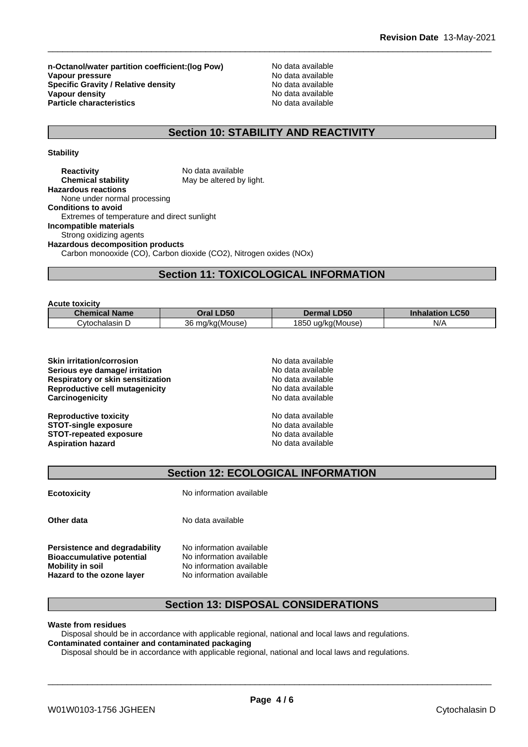**n-Octanol/water partition coefficient:(log Pow)** No data available
**Vapour pressure** No data available
**Specific Gravity / Relative density** No data available
**Vapour density** No data available
**Particle characteristics** No data available

## Section 10: STABILITY AND REACTIVITY

**Stability**

**Reactivity** No data available
**Chemical stability** May be altered by light.

**Hazardous reactions**
None under normal processing

**Conditions to avoid**
Extremes of temperature and direct sunlight

**Incompatible materials**
Strong oxidizing agents

**Hazardous decomposition products**
Carbon monooxide (CO), Carbon dioxide ($CO_2$), Nitrogen oxides (NOx)

## Section 11: TOXICOLOGICAL INFORMATION

**Acute toxicity**

| Chemical Name | Oral LD50 | Dermal LD50 | Inhalation LC50 |
|---|---|---|---|
| Cytochalasin D | 36 mg/kg(Mouse) | 1850 ug/kg(Mouse) | N/A |

**Skin irritation/corrosion** No data available
**Serious eye damage/ irritation** No data available
**Respiratory or skin sensitization** No data available
**Reproductive cell mutagenicity** No data available
**Carcinogenicity** No data available

**Reproductive toxicity** No data available
**STOT-single exposure** No data available
**STOT-repeated exposure** No data available
**Aspiration hazard** No data available

## Section 12: ECOLOGICAL INFORMATION

**Ecotoxicity** No information available

**Other data** No data available

**Persistence and degradability** No information available
**Bioaccumulative potential** No information available
**Mobility in soil** No information available
**Hazard to the ozone layer** No information available

## Section 13: DISPOSAL CONSIDERATIONS

**Waste from residues**
Disposal should be in accordance with applicable regional, national and local laws and regulations.

**Contaminated container and contaminated packaging**
Disposal should be in accordance with applicable regional, national and local laws and regulations.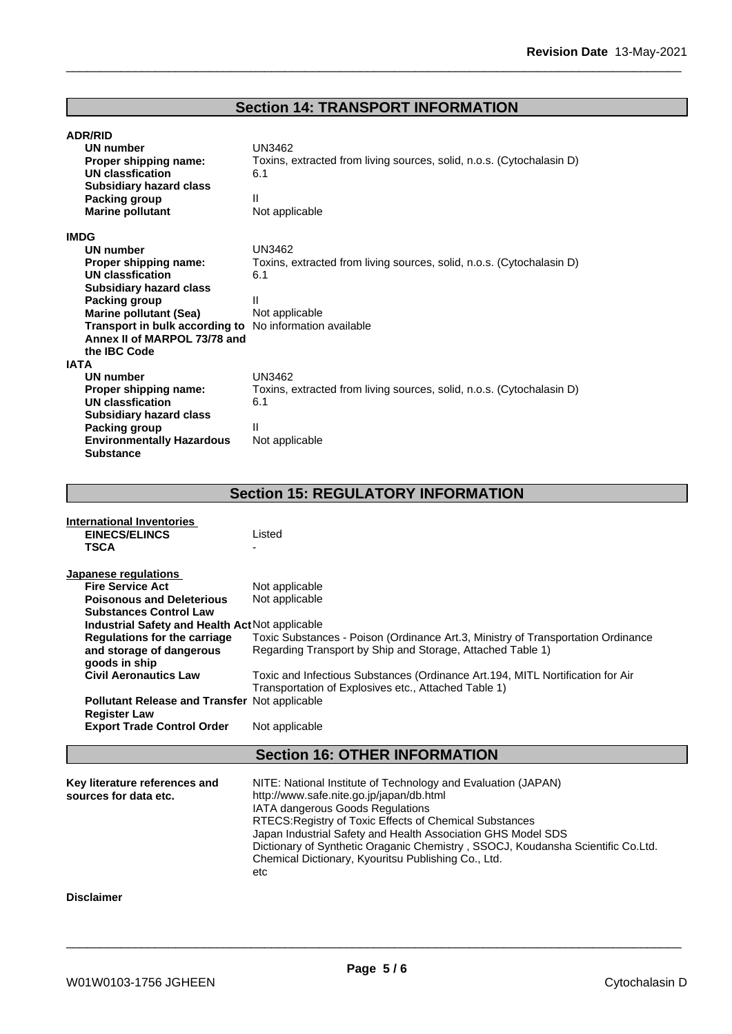## Section 14: TRANSPORT INFORMATION

**ADR/RID**

| | |
|---|---|
| **UN number** | UN3462 |
| **Proper shipping name:** | Toxins, extracted from living sources, solid, n.o.s. (Cytochalasin D) |
| **UN classfication** | 6.1 |
| **Subsidiary hazard class** | |
| **Packing group** | II |
| **Marine pollutant** | Not applicable |

**IMDG**

| | |
|---|---|
| **UN number** | UN3462 |
| **Proper shipping name:** | Toxins, extracted from living sources, solid, n.o.s. (Cytochalasin D) |
| **UN classfication** | 6.1 |
| **Subsidiary hazard class** | |
| **Packing group** | II |
| **Marine pollutant (Sea)** | Not applicable |
| **Transport in bulk according to Annex II of MARPOL 73/78 and the IBC Code** | No information available |

**IATA**

| | |
|---|---|
| **UN number** | UN3462 |
| **Proper shipping name:** | Toxins, extracted from living sources, solid, n.o.s. (Cytochalasin D) |
| **UN classfication** | 6.1 |
| **Subsidiary hazard class** | |
| **Packing group** | II |
| **Environmentally Hazardous Substance** | Not applicable |

## Section 15: REGULATORY INFORMATION

**International Inventories**

| | |
|---|---|
| **EINECS/ELINCS** | Listed |
| **TSCA** | - |

**Japanese regulations**

| | |
|---|---|
| **Fire Service Act** | Not applicable |
| **Poisonous and Deleterious Substances Control Law** | Not applicable |
| **Industrial Safety and Health Act** | Not applicable |
| **Regulations for the carriage and storage of dangerous goods in ship** | Toxic Substances - Poison (Ordinance Art.3, Ministry of Transportation Ordinance Regarding Transport by Ship and Storage, Attached Table 1) |
| **Civil Aeronautics Law** | Toxic and Infectious Substances (Ordinance Art.194, MITL Nortification for Air Transportation of Explosives etc., Attached Table 1) |
| **Pollutant Release and Transfer Register Law** | Not applicable |
| **Export Trade Control Order** | Not applicable |

## Section 16: OTHER INFORMATION

**Key literature references and sources for data etc.**

NITE: National Institute of Technology and Evaluation (JAPAN)
http://www.safe.nite.go.jp/japan/db.html
IATA dangerous Goods Regulations
RTECS:Registry of Toxic Effects of Chemical Substances
Japan Industrial Safety and Health Association GHS Model SDS
Dictionary of Synthetic Oraganic Chemistry , SSOCJ, Koudansha Scientific Co.Ltd.
Chemical Dictionary, Kyouritsu Publishing Co., Ltd.
etc

**Disclaimer**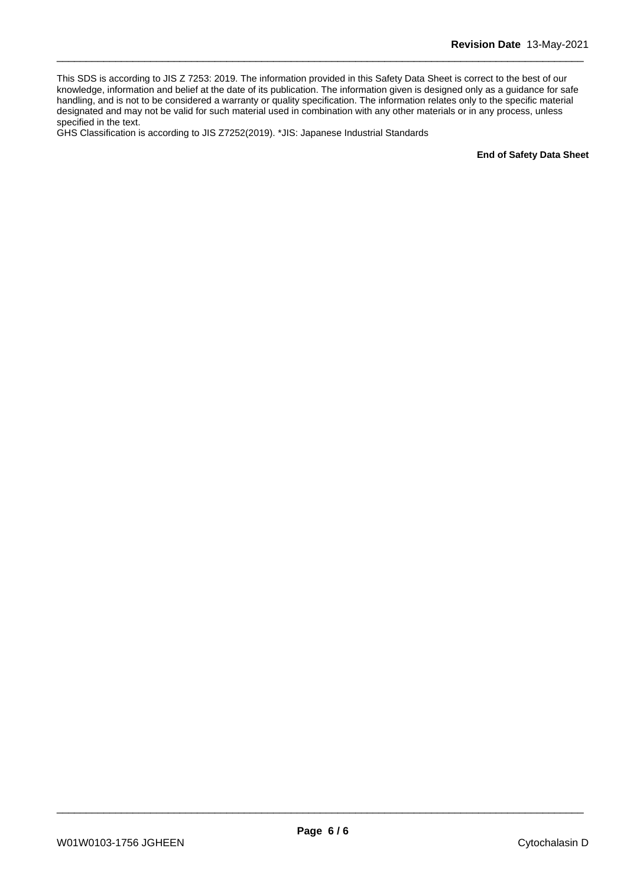This SDS is according to JIS Z 7253: 2019. The information provided in this Safety Data Sheet is correct to the best of our knowledge, information and belief at the date of its publication. The information given is designed only as a guidance for safe handling, and is not to be considered a warranty or quality specification. The information relates only to the specific material designated and may not be valid for such material used in combination with any other materials or in any process, unless specified in the text.
GHS Classification is according to JIS Z7252(2019). *JIS: Japanese Industrial Standards

**End of Safety Data Sheet**